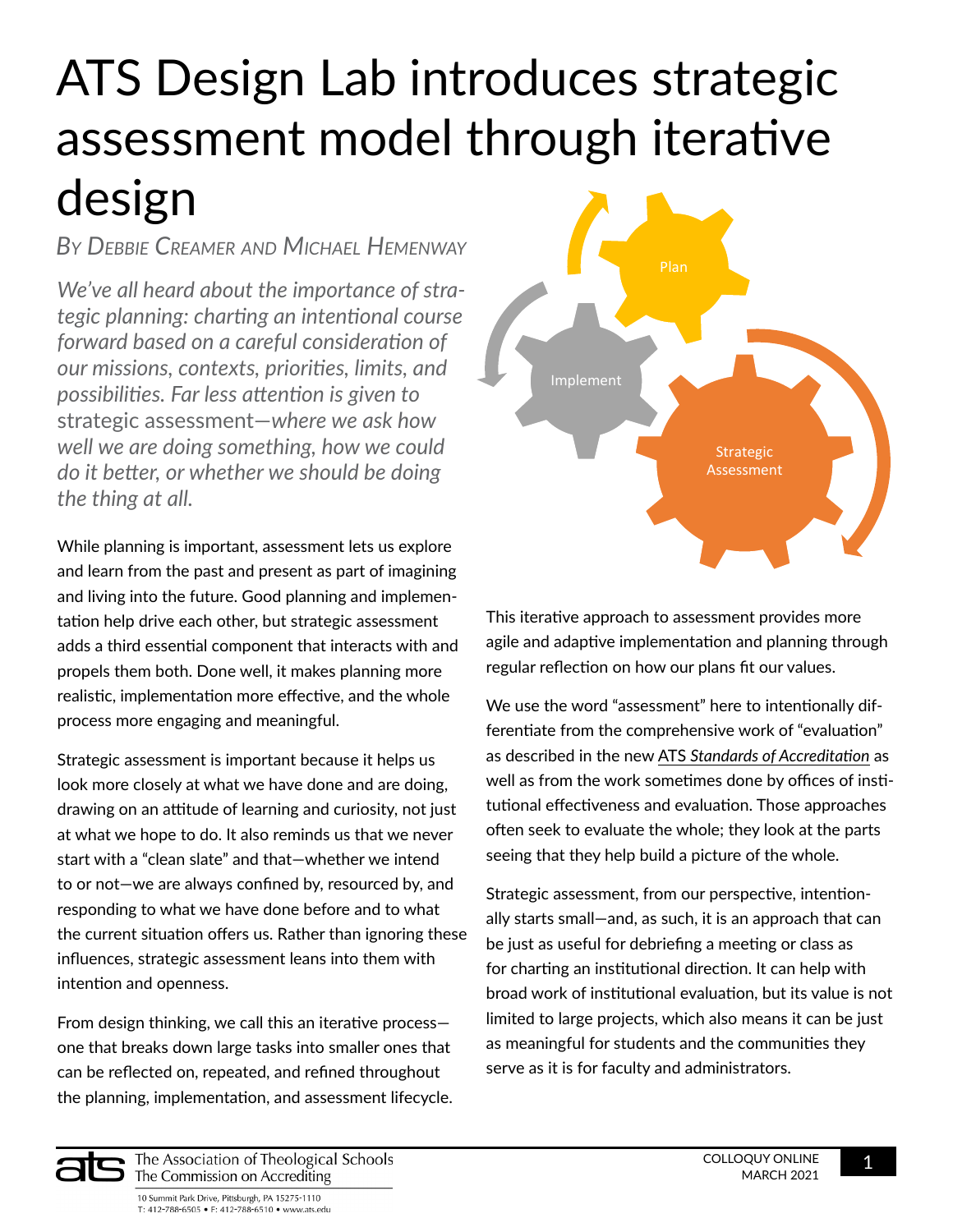# ATS Design Lab introduces strategic assessment model through iterative design

*By Debbie Creamer and Michael Hemenway*

*We've all heard about the importance of strategic planning: charting an intentional course forward based on a careful consideration of our missions, contexts, priorities, limits, and possibilities. Far less attention is given to strategic assessment—where we ask how well we are doing something, how we could do it better, or whether we should be doing the thing at all.*

While planning is important, assessment lets us explore and learn from the past and present as part of imagining and living into the future. Good planning and implementation help drive each other, but strategic assessment adds a third essential component that interacts with and propels them both. Done well, it makes planning more realistic, implementation more effective, and the whole process more engaging and meaningful.

Strategic assessment is important because it helps us look more closely at what we have done and are doing, drawing on an attitude of learning and curiosity, not just at what we hope to do. It also reminds us that we never start with a "clean slate" and that—whether we intend to or not—we are always confined by, resourced by, and responding to what we have done before and to what the current situation offers us. Rather than ignoring these influences, strategic assessment leans into them with intention and openness.

From design thinking, we call this an iterative process—one that breaks down large tasks into smaller ones that can be reflected on, repeated, and refined throughout the planning, implementation, and assessment lifecycle.

Plan

Implement

Strategic Assessment

This iterative approach to assessment provides more agile and adaptive implementation and planning through regular reflection on how our plans fit our values.

We use the word "assessment" here to intentionally differentiate from the comprehensive work of "evaluation" as described in the new ATS *Standards of Accreditation* as well as from the work sometimes done by offices of institutional effectiveness and evaluation. Those approaches often seek to evaluate the whole; they look at the parts seeing that they help build a picture of the whole.

Strategic assessment, from our perspective, intentionally starts small—and, as such, it is an approach that can be just as useful for debriefing a meeting or class as for charting an institutional direction. It can help with broad work of institutional evaluation, but its value is not limited to large projects, which also means it can be just as meaningful for students and the communities they serve as it is for faculty and administrators.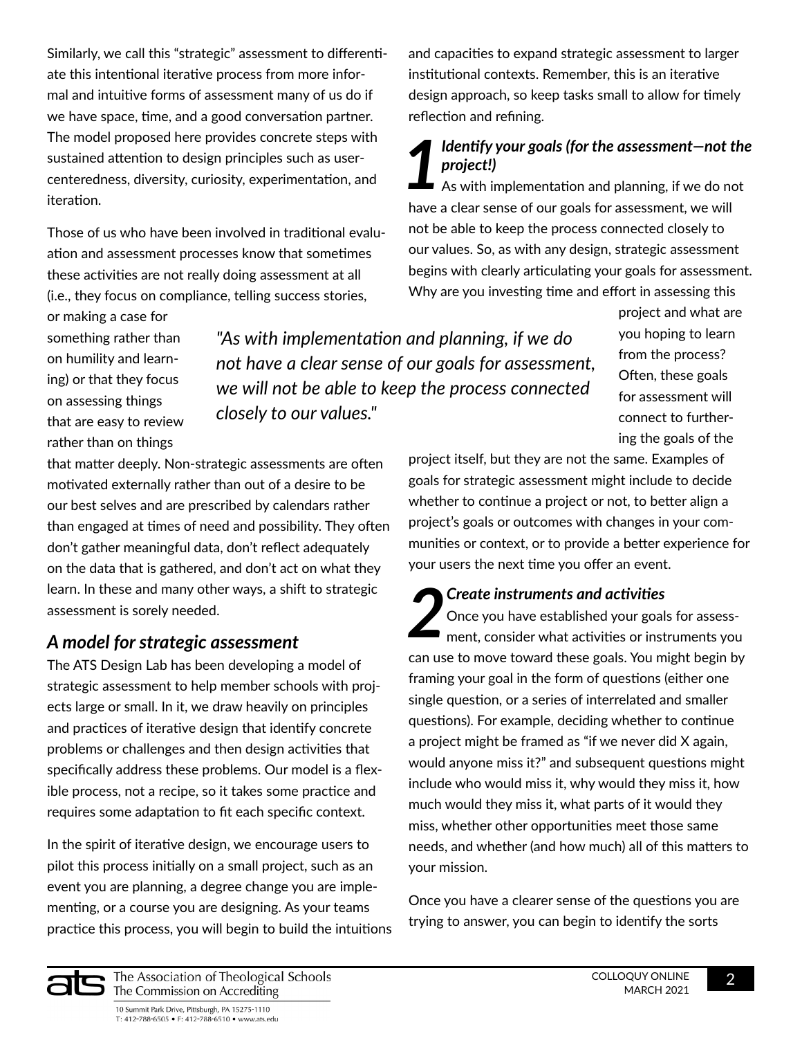Similarly, we call this "strategic" assessment to differentiate this intentional iterative process from more informal and intuitive forms of assessment many of us do if we have space, time, and a good conversation partner. The model proposed here provides concrete steps with sustained attention to design principles such as user-centeredness, diversity, curiosity, experimentation, and iteration.

Those of us who have been involved in traditional evaluation and assessment processes know that sometimes these activities are not really doing assessment at all (i.e., they focus on compliance, telling success stories, or making a case for something rather than on humility and learning) or that they focus on assessing things that are easy to review rather than on things that matter deeply. Non-strategic assessments are often motivated externally rather than out of a desire to be our best selves and are prescribed by calendars rather than engaged at times of need and possibility. They often don't gather meaningful data, don't reflect adequately on the data that is gathered, and don't act on what they learn. In these and many other ways, a shift to strategic assessment is sorely needed.

> *"As with implementation and planning, if we do not have a clear sense of our goals for assessment, we will not be able to keep the process connected closely to our values."*

## *A model for strategic assessment*

The ATS Design Lab has been developing a model of strategic assessment to help member schools with projects large or small. In it, we draw heavily on principles and practices of iterative design that identify concrete problems or challenges and then design activities that specifically address these problems. Our model is a flexible process, not a recipe, so it takes some practice and requires some adaptation to fit each specific context.

In the spirit of iterative design, we encourage users to pilot this process initially on a small project, such as an event you are planning, a degree change you are implementing, or a course you are designing. As your teams practice this process, you will begin to build the intuitions and capacities to expand strategic assessment to larger institutional contexts. Remember, this is an iterative design approach, so keep tasks small to allow for timely reflection and refining.

### **1** *Identify your goals (for the assessment—not the project!)*

As with implementation and planning, if we do not have a clear sense of our goals for assessment, we will not be able to keep the process connected closely to our values. So, as with any design, strategic assessment begins with clearly articulating your goals for assessment. Why are you investing time and effort in assessing this project and what are you hoping to learn from the process? Often, these goals for assessment will connect to furthering the goals of the project itself, but they are not the same. Examples of goals for strategic assessment might include to decide whether to continue a project or not, to better align a project's goals or outcomes with changes in your communities or context, or to provide a better experience for your users the next time you offer an event.

### **2** *Create instruments and activities*

Once you have established your goals for assessment, consider what activities or instruments you can use to move toward these goals. You might begin by framing your goal in the form of questions (either one single question, or a series of interrelated and smaller questions). For example, deciding whether to continue a project might be framed as "if we never did X again, would anyone miss it?" and subsequent questions might include who would miss it, why would they miss it, how much would they miss it, what parts of it would they miss, whether other opportunities meet those same needs, and whether (and how much) all of this matters to your mission.

Once you have a clearer sense of the questions you are trying to answer, you can begin to identify the sorts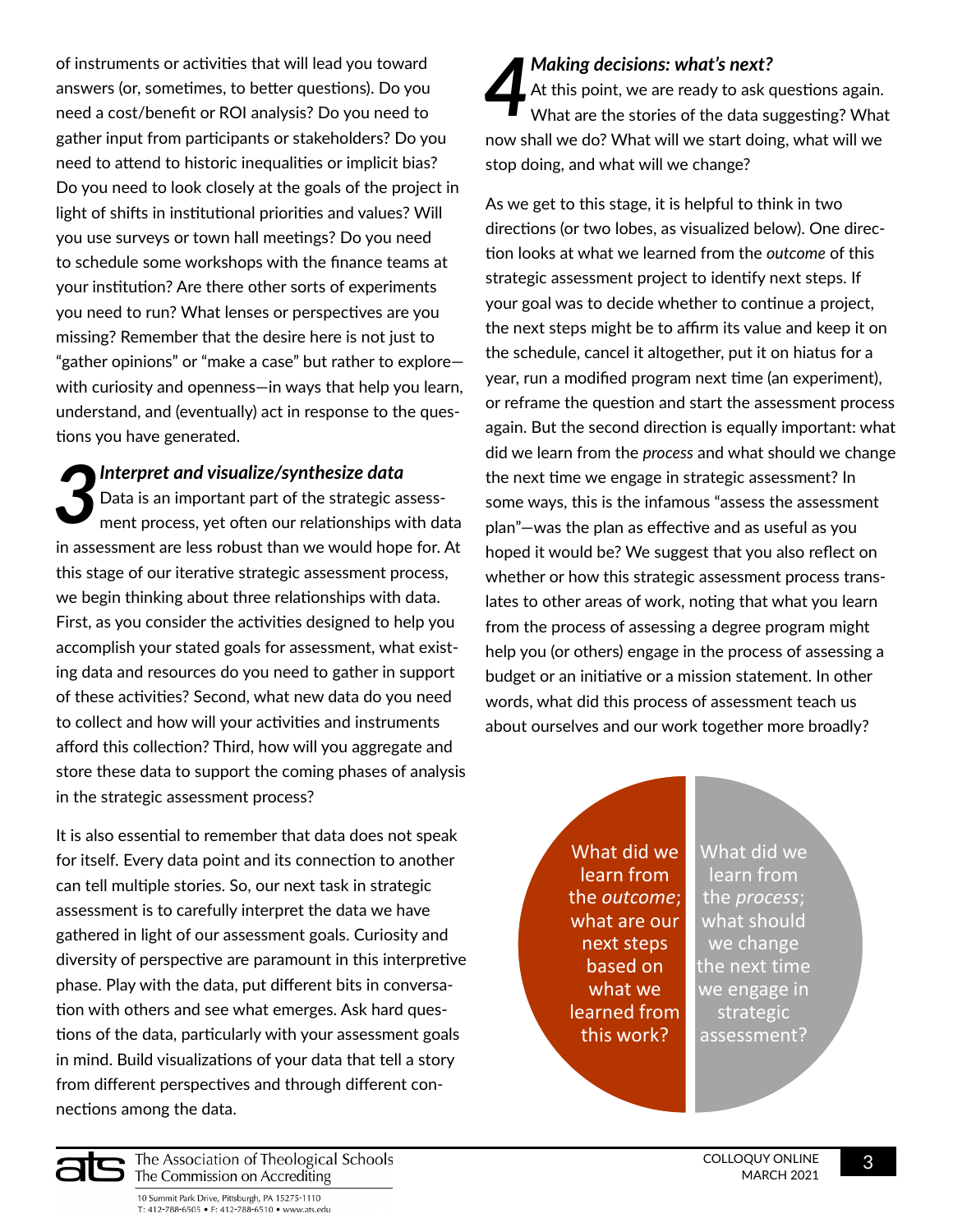of instruments or activities that will lead you toward answers (or, sometimes, to better questions). Do you need a cost/benefit or ROI analysis? Do you need to gather input from participants or stakeholders? Do you need to attend to historic inequalities or implicit bias? Do you need to look closely at the goals of the project in light of shifts in institutional priorities and values? Will you use surveys or town hall meetings? Do you need to schedule some workshops with the finance teams at your institution? Are there other sorts of experiments you need to run? What lenses or perspectives are you missing? Remember that the desire here is not just to "gather opinions" or "make a case" but rather to explore—with curiosity and openness—in ways that help you learn, understand, and (eventually) act in response to the questions you have generated.

### 3 *Interpret and visualize/synthesize data*

Data is an important part of the strategic assessment process, yet often our relationships with data in assessment are less robust than we would hope for. At this stage of our iterative strategic assessment process, we begin thinking about three relationships with data. First, as you consider the activities designed to help you accomplish your stated goals for assessment, what existing data and resources do you need to gather in support of these activities? Second, what new data do you need to collect and how will your activities and instruments afford this collection? Third, how will you aggregate and store these data to support the coming phases of analysis in the strategic assessment process?

It is also essential to remember that data does not speak for itself. Every data point and its connection to another can tell multiple stories. So, our next task in strategic assessment is to carefully interpret the data we have gathered in light of our assessment goals. Curiosity and diversity of perspective are paramount in this interpretive phase. Play with the data, put different bits in conversation with others and see what emerges. Ask hard questions of the data, particularly with your assessment goals in mind. Build visualizations of your data that tell a story from different perspectives and through different connections among the data.

### 4 *Making decisions: what's next?*

At this point, we are ready to ask questions again. What are the stories of the data suggesting? What now shall we do? What will we start doing, what will we stop doing, and what will we change?

As we get to this stage, it is helpful to think in two directions (or two lobes, as visualized below). One direction looks at what we learned from the *outcome* of this strategic assessment project to identify next steps. If your goal was to decide whether to continue a project, the next steps might be to affirm its value and keep it on the schedule, cancel it altogether, put it on hiatus for a year, run a modified program next time (an experiment), or reframe the question and start the assessment process again. But the second direction is equally important: what did we learn from the *process* and what should we change the next time we engage in strategic assessment? In some ways, this is the infamous "assess the assessment plan"—was the plan as effective and as useful as you hoped it would be? We suggest that you also reflect on whether or how this strategic assessment process translates to other areas of work, noting that what you learn from the process of assessing a degree program might help you (or others) engage in the process of assessing a budget or an initiative or a mission statement. In other words, what did this process of assessment teach us about ourselves and our work together more broadly?

| What did we learn from the *outcome*; what are our next steps based on what we learned from this work? | What did we learn from the *process*; what should we change the next time we engage in strategic assessment? |
|---|---|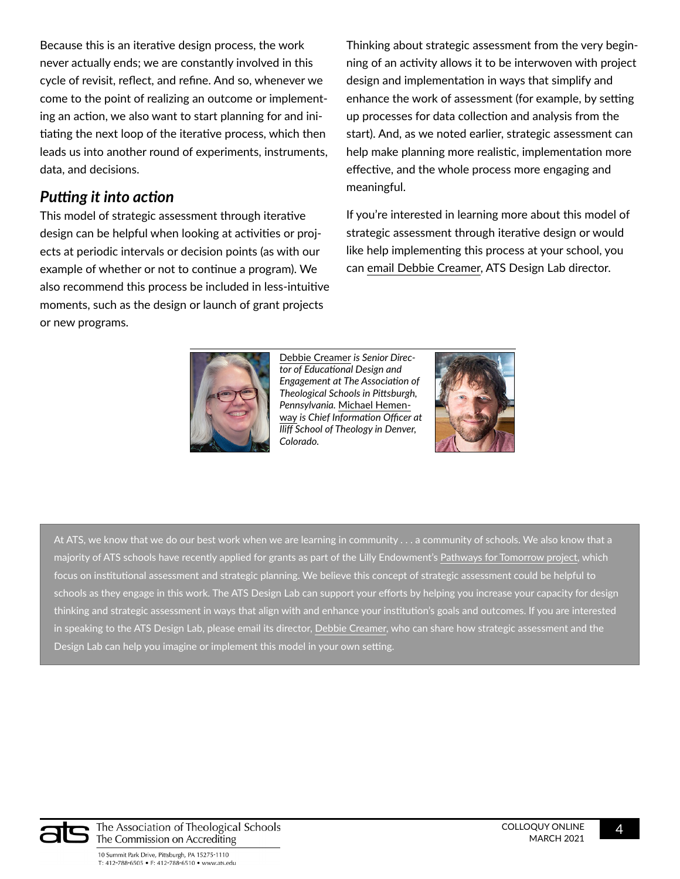Because this is an iterative design process, the work never actually ends; we are constantly involved in this cycle of revisit, reflect, and refine. And so, whenever we come to the point of realizing an outcome or implementing an action, we also want to start planning for and initiating the next loop of the iterative process, which then leads us into another round of experiments, instruments, data, and decisions.

### *Putting it into action*

This model of strategic assessment through iterative design can be helpful when looking at activities or projects at periodic intervals or decision points (as with our example of whether or not to continue a program). We also recommend this process be included in less-intuitive moments, such as the design or launch of grant projects or new programs.

Thinking about strategic assessment from the very beginning of an activity allows it to be interwoven with project design and implementation in ways that simplify and enhance the work of assessment (for example, by setting up processes for data collection and analysis from the start). And, as we noted earlier, strategic assessment can help make planning more realistic, implementation more effective, and the whole process more engaging and meaningful.

If you're interested in learning more about this model of strategic assessment through iterative design or would like help implementing this process at your school, you can email Debbie Creamer, ATS Design Lab director.

Debbie Creamer *is Senior Director of Educational Design and Engagement at The Association of Theological Schools in Pittsburgh, Pennsylvania.* Michael Hemenway *is Chief Information Officer at Iliff School of Theology in Denver, Colorado.*

At ATS, we know that we do our best work when we are learning in community . . . a community of schools. We also know that a majority of ATS schools have recently applied for grants as part of the Lilly Endowment's Pathways for Tomorrow project, which focus on institutional assessment and strategic planning. We believe this concept of strategic assessment could be helpful to schools as they engage in this work. The ATS Design Lab can support your efforts by helping you increase your capacity for design thinking and strategic assessment in ways that align with and enhance your institution's goals and outcomes. If you are interested in speaking to the ATS Design Lab, please email its director, Debbie Creamer, who can share how strategic assessment and the Design Lab can help you imagine or implement this model in your own setting.